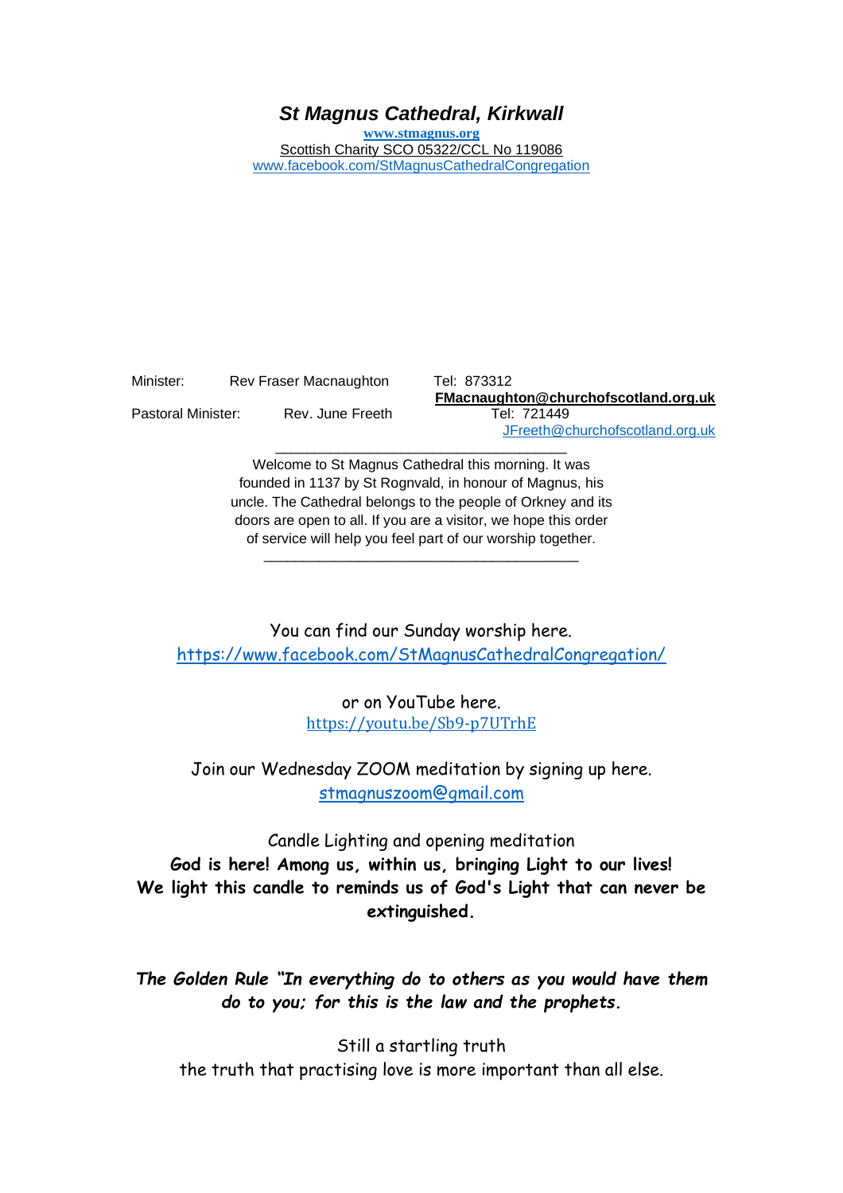# *St Magnus Cathedral, Kirkwall*

**www.stmagnus.org**
Scottish Charity SCO 05322/CCL No 119086
www.facebook.com/StMagnusCathedralCongregation

Minister: Rev Fraser Macnaughton Tel: 873312
**FMacnaughton@churchofscotland.org.uk**
Pastoral Minister: Rev. June Freeth Tel: 721449
JFreeth@churchofscotland.org.uk

---

Welcome to St Magnus Cathedral this morning. It was founded in 1137 by St Rognvald, in honour of Magnus, his uncle. The Cathedral belongs to the people of Orkney and its doors are open to all. If you are a visitor, we hope this order of service will help you feel part of our worship together.

---

You can find our Sunday worship here.
https://www.facebook.com/StMagnusCathedralCongregation/

or on YouTube here.
https://youtu.be/Sb9-p7UTrhE

Join our Wednesday ZOOM meditation by signing up here.
stmagnuszoom@gmail.com

Candle Lighting and opening meditation

**God is here! Among us, within us, bringing Light to our lives!**
**We light this candle to reminds us of God's Light that can never be extinguished.**

***The Golden Rule "In everything do to others as you would have them do to you; for this is the law and the prophets.***

Still a startling truth
the truth that practising love is more important than all else.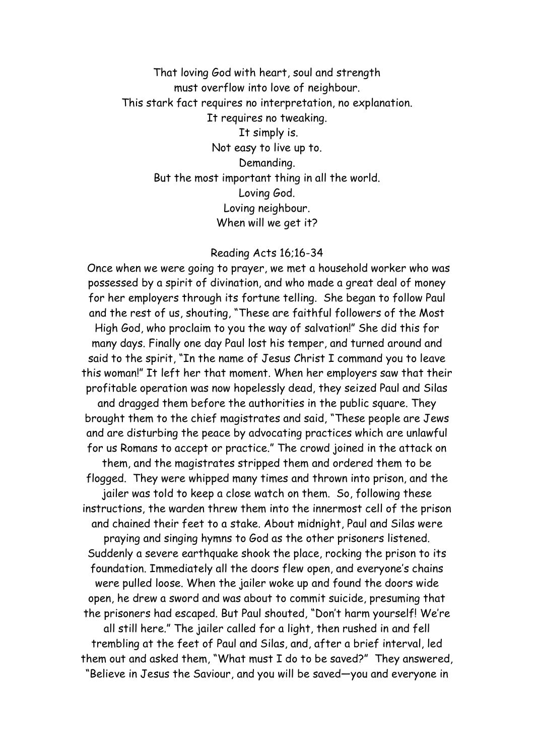That loving God with heart, soul and strength
must overflow into love of neighbour.
This stark fact requires no interpretation, no explanation.
It requires no tweaking.
It simply is.
Not easy to live up to.
Demanding.
But the most important thing in all the world.
Loving God.
Loving neighbour.
When will we get it?

Reading Acts 16;16-34

Once when we were going to prayer, we met a household worker who was possessed by a spirit of divination, and who made a great deal of money for her employers through its fortune telling. She began to follow Paul and the rest of us, shouting, "These are faithful followers of the Most High God, who proclaim to you the way of salvation!" She did this for many days. Finally one day Paul lost his temper, and turned around and said to the spirit, "In the name of Jesus Christ I command you to leave this woman!" It left her that moment. When her employers saw that their profitable operation was now hopelessly dead, they seized Paul and Silas and dragged them before the authorities in the public square. They brought them to the chief magistrates and said, "These people are Jews and are disturbing the peace by advocating practices which are unlawful for us Romans to accept or practice." The crowd joined in the attack on them, and the magistrates stripped them and ordered them to be flogged. They were whipped many times and thrown into prison, and the jailer was told to keep a close watch on them. So, following these instructions, the warden threw them into the innermost cell of the prison and chained their feet to a stake. About midnight, Paul and Silas were praying and singing hymns to God as the other prisoners listened. Suddenly a severe earthquake shook the place, rocking the prison to its foundation. Immediately all the doors flew open, and everyone's chains were pulled loose. When the jailer woke up and found the doors wide open, he drew a sword and was about to commit suicide, presuming that the prisoners had escaped. But Paul shouted, "Don't harm yourself! We're all still here." The jailer called for a light, then rushed in and fell trembling at the feet of Paul and Silas, and, after a brief interval, led them out and asked them, "What must I do to be saved?" They answered, "Believe in Jesus the Saviour, and you will be saved—you and everyone in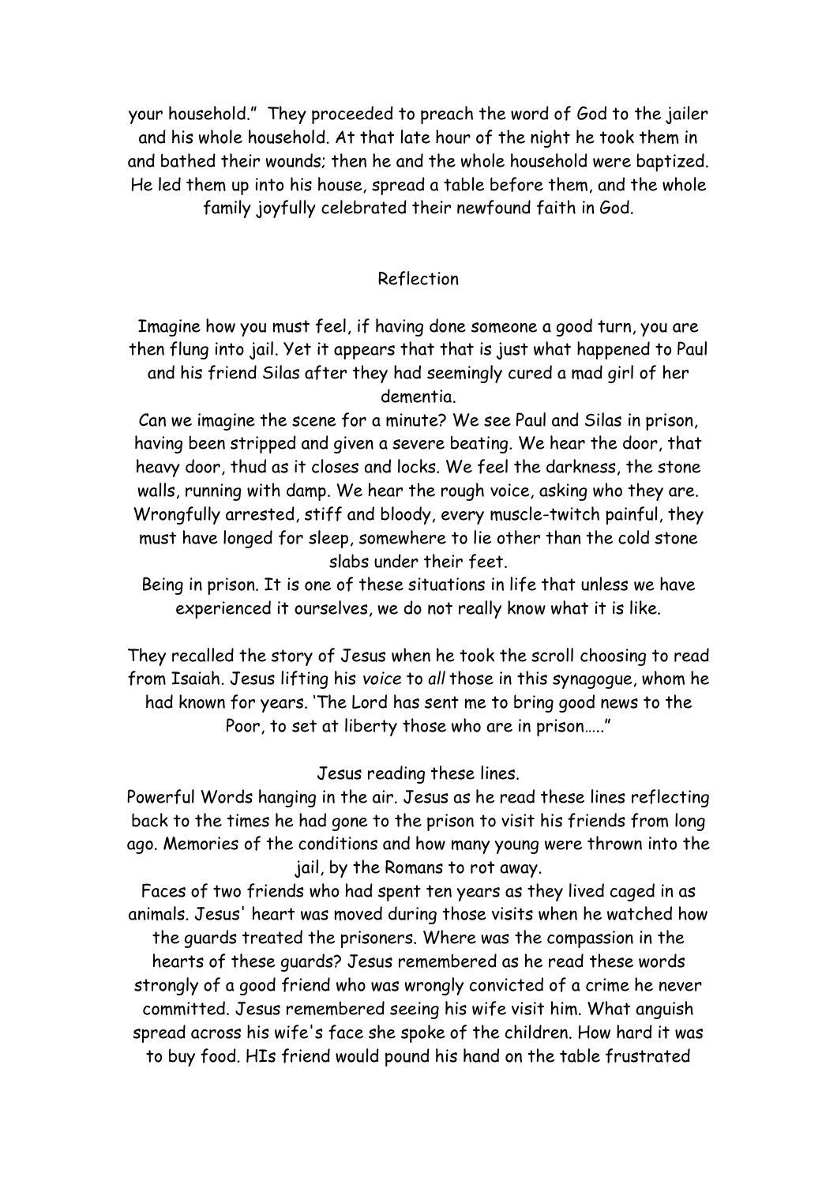your household." They proceeded to preach the word of God to the jailer and his whole household. At that late hour of the night he took them in and bathed their wounds; then he and the whole household were baptized. He led them up into his house, spread a table before them, and the whole family joyfully celebrated their newfound faith in God.

## Reflection

Imagine how you must feel, if having done someone a good turn, you are then flung into jail. Yet it appears that that is just what happened to Paul and his friend Silas after they had seemingly cured a mad girl of her dementia.

Can we imagine the scene for a minute? We see Paul and Silas in prison, having been stripped and given a severe beating. We hear the door, that heavy door, thud as it closes and locks. We feel the darkness, the stone walls, running with damp. We hear the rough voice, asking who they are. Wrongfully arrested, stiff and bloody, every muscle-twitch painful, they must have longed for sleep, somewhere to lie other than the cold stone slabs under their feet.

Being in prison. It is one of these situations in life that unless we have experienced it ourselves, we do not really know what it is like.

They recalled the story of Jesus when he took the scroll choosing to read from Isaiah. Jesus lifting his *voice* to *all* those in this synagogue, whom he had known for years. 'The Lord has sent me to bring good news to the Poor, to set at liberty those who are in prison….."

Jesus reading these lines.

Powerful Words hanging in the air. Jesus as he read these lines reflecting back to the times he had gone to the prison to visit his friends from long ago. Memories of the conditions and how many young were thrown into the jail, by the Romans to rot away.

Faces of two friends who had spent ten years as they lived caged in as animals. Jesus' heart was moved during those visits when he watched how the guards treated the prisoners. Where was the compassion in the hearts of these guards? Jesus remembered as he read these words strongly of a good friend who was wrongly convicted of a crime he never committed. Jesus remembered seeing his wife visit him. What anguish spread across his wife's face she spoke of the children. How hard it was to buy food. HIs friend would pound his hand on the table frustrated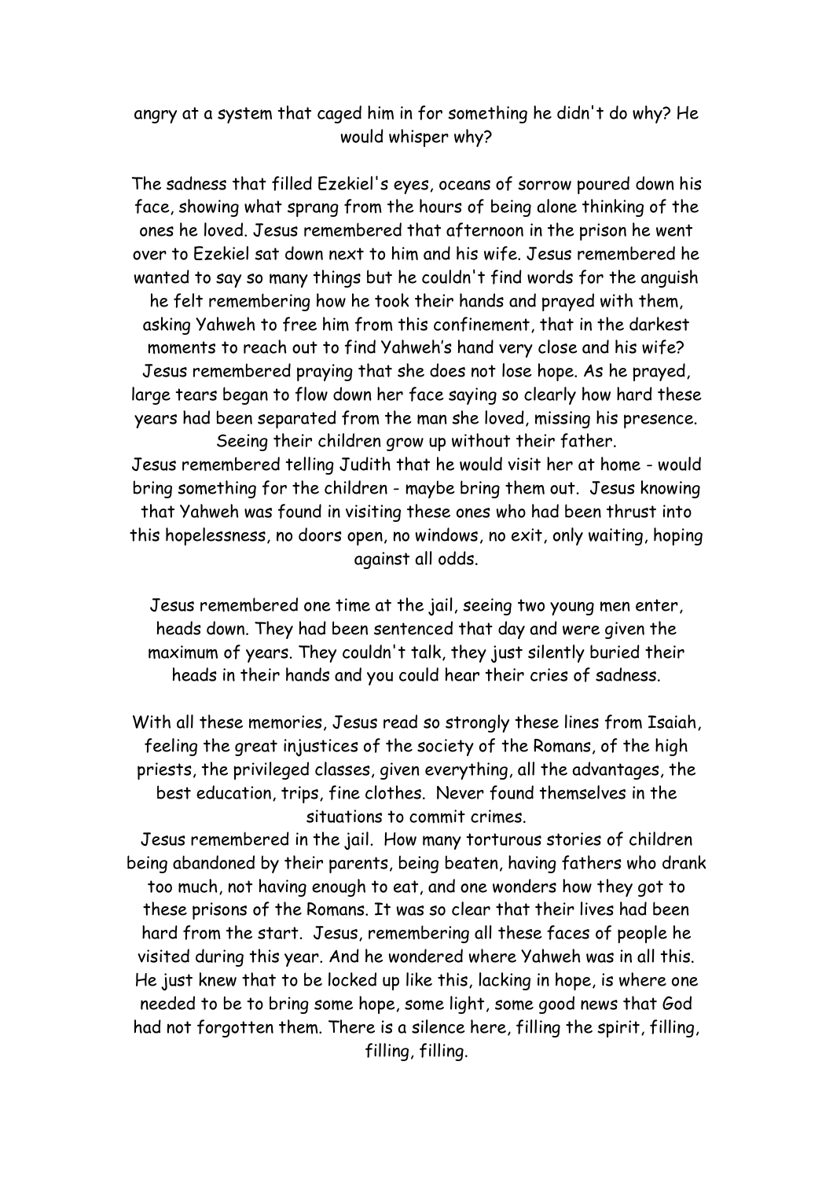angry at a system that caged him in for something he didn't do why? He would whisper why?

The sadness that filled Ezekiel's eyes, oceans of sorrow poured down his face, showing what sprang from the hours of being alone thinking of the ones he loved. Jesus remembered that afternoon in the prison he went over to Ezekiel sat down next to him and his wife. Jesus remembered he wanted to say so many things but he couldn't find words for the anguish he felt remembering how he took their hands and prayed with them, asking Yahweh to free him from this confinement, that in the darkest moments to reach out to find Yahweh's hand very close and his wife? Jesus remembered praying that she does not lose hope. As he prayed, large tears began to flow down her face saying so clearly how hard these years had been separated from the man she loved, missing his presence. Seeing their children grow up without their father.
Jesus remembered telling Judith that he would visit her at home - would bring something for the children - maybe bring them out. Jesus knowing that Yahweh was found in visiting these ones who had been thrust into this hopelessness, no doors open, no windows, no exit, only waiting, hoping against all odds.

Jesus remembered one time at the jail, seeing two young men enter, heads down. They had been sentenced that day and were given the maximum of years. They couldn't talk, they just silently buried their heads in their hands and you could hear their cries of sadness.

With all these memories, Jesus read so strongly these lines from Isaiah, feeling the great injustices of the society of the Romans, of the high priests, the privileged classes, given everything, all the advantages, the best education, trips, fine clothes. Never found themselves in the situations to commit crimes.
Jesus remembered in the jail. How many torturous stories of children being abandoned by their parents, being beaten, having fathers who drank too much, not having enough to eat, and one wonders how they got to these prisons of the Romans. It was so clear that their lives had been hard from the start. Jesus, remembering all these faces of people he visited during this year. And he wondered where Yahweh was in all this. He just knew that to be locked up like this, lacking in hope, is where one needed to be to bring some hope, some light, some good news that God had not forgotten them. There is a silence here, filling the spirit, filling, filling, filling.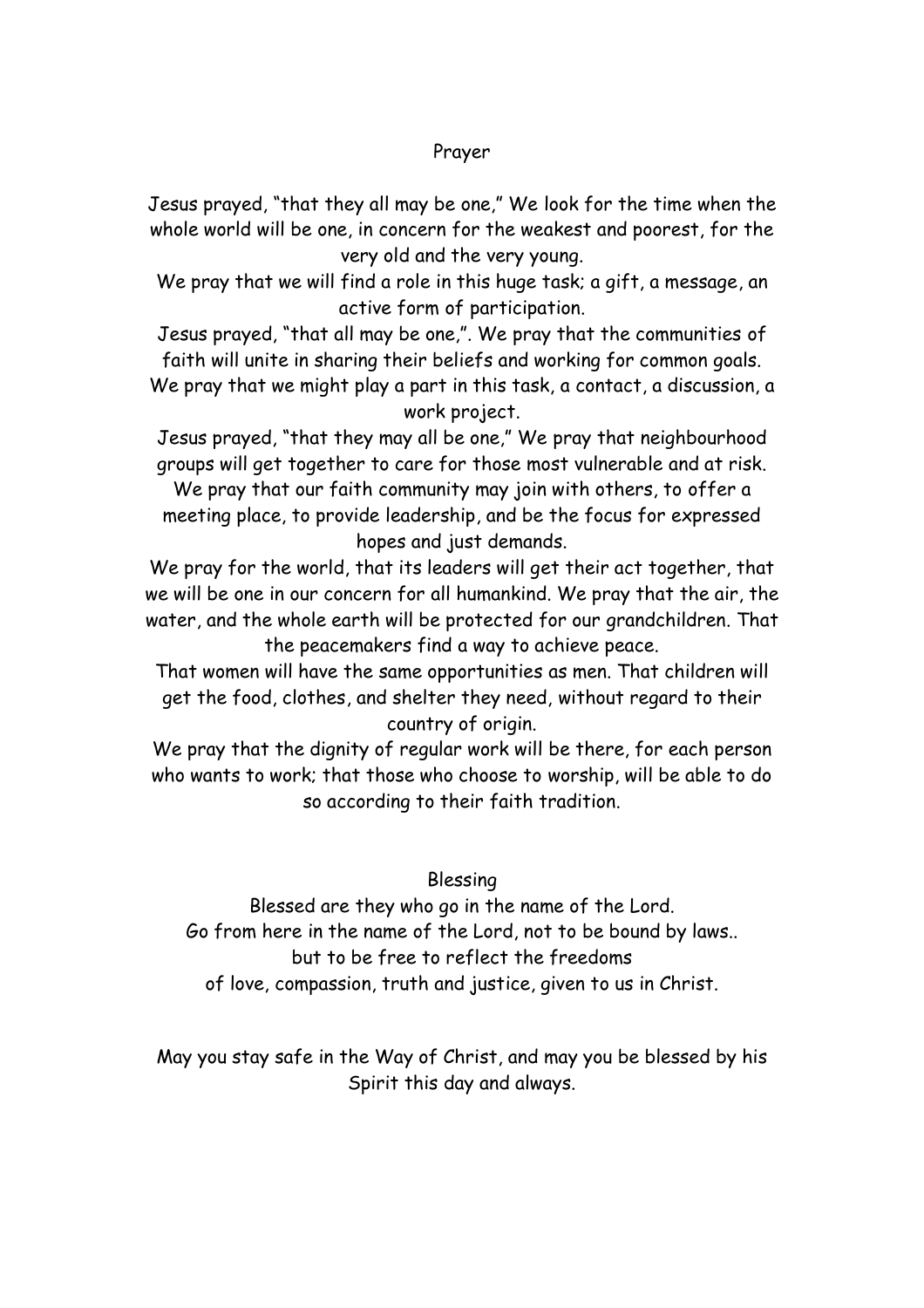## Prayer

Jesus prayed, “that they all may be one,” We look for the time when the whole world will be one, in concern for the weakest and poorest, for the very old and the very young.

We pray that we will find a role in this huge task; a gift, a message, an active form of participation.

Jesus prayed, “that all may be one,”. We pray that the communities of faith will unite in sharing their beliefs and working for common goals.

We pray that we might play a part in this task, a contact, a discussion, a work project.

Jesus prayed, “that they may all be one,” We pray that neighbourhood groups will get together to care for those most vulnerable and at risk.

We pray that our faith community may join with others, to offer a meeting place, to provide leadership, and be the focus for expressed hopes and just demands.

We pray for the world, that its leaders will get their act together, that we will be one in our concern for all humankind. We pray that the air, the water, and the whole earth will be protected for our grandchildren. That the peacemakers find a way to achieve peace.

That women will have the same opportunities as men. That children will get the food, clothes, and shelter they need, without regard to their country of origin.

We pray that the dignity of regular work will be there, for each person who wants to work; that those who choose to worship, will be able to do so according to their faith tradition.

## Blessing

Blessed are they who go in the name of the Lord.
Go from here in the name of the Lord, not to be bound by laws..
but to be free to reflect the freedoms
of love, compassion, truth and justice, given to us in Christ.

May you stay safe in the Way of Christ, and may you be blessed by his Spirit this day and always.